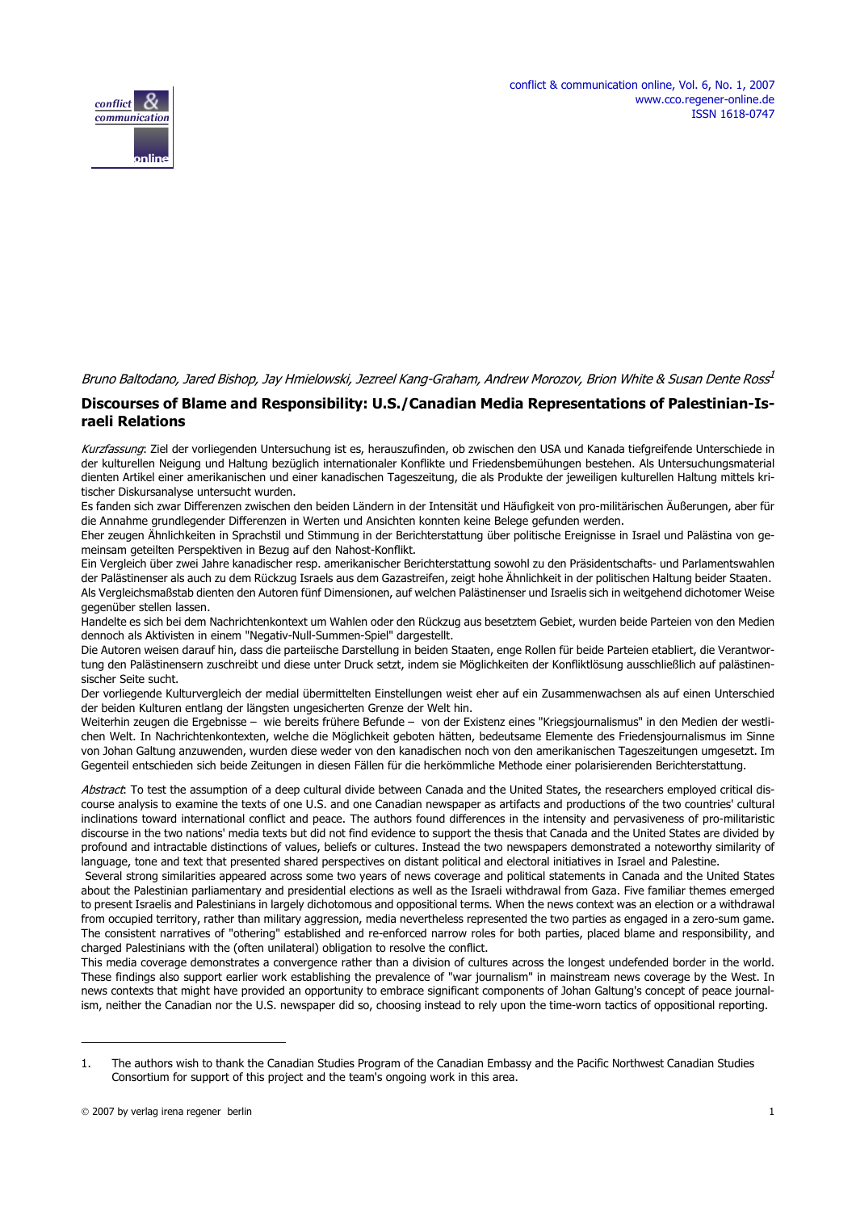*Bruno Baltodano, Jared Bishop, Jay Hmielowski, Jezreel Kang-Graham, Andrew Morozov, Brion White & Susan Dente Ross*[1]

# Discourses of Blame and Responsibility: U.S./Canadian Media Representations of Palestinian-Israeli Relations

*Kurzfassung*: Ziel der vorliegenden Untersuchung ist es, herauszufinden, ob zwischen den USA und Kanada tiefgreifende Unterschiede in der kulturellen Neigung und Haltung bezüglich internationaler Konflikte und Friedensbemühungen bestehen. Als Untersuchungsmaterial dienten Artikel einer amerikanischen und einer kanadischen Tageszeitung, die als Produkte der jeweiligen kulturellen Haltung mittels kritischer Diskursanalyse untersucht wurden.

Es fanden sich zwar Differenzen zwischen den beiden Ländern in der Intensität und Häufigkeit von pro-militärischen Äußerungen, aber für die Annahme grundlegender Differenzen in Werten und Ansichten konnten keine Belege gefunden werden.

Eher zeugen Ähnlichkeiten in Sprachstil und Stimmung in der Berichterstattung über politische Ereignisse in Israel und Palästina von gemeinsam geteilten Perspektiven in Bezug auf den Nahost-Konflikt.

Ein Vergleich über zwei Jahre kanadischer resp. amerikanischer Berichterstattung sowohl zu den Präsidentschafts- und Parlamentswahlen der Palästinenser als auch zu dem Rückzug Israels aus dem Gazastreifen, zeigt hohe Ähnlichkeit in der politischen Haltung beider Staaten.

Als Vergleichsmaßstab dienten den Autoren fünf Dimensionen, auf welchen Palästinenser und Israelis sich in weitgehend dichotomer Weise gegenüber stellen lassen.

Handelte es sich bei dem Nachrichtenkontext um Wahlen oder den Rückzug aus besetztem Gebiet, wurden beide Parteien von den Medien dennoch als Aktivisten in einem "Negativ-Null-Summen-Spiel" dargestellt.

Die Autoren weisen darauf hin, dass die parteiische Darstellung in beiden Staaten, enge Rollen für beide Parteien etablierte, die Verantwortung den Palästinensern zuschreibt und diese unter Druck setzt, indem sie Möglichkeiten der Konfliktlösung ausschließlich auf palästinensischer Seite sucht.

Der vorliegende Kulturvergleich der medial übermittelten Einstellungen weist eher auf ein Zusammenwachsen als auf einen Unterschied der beiden Kulturen entlang der längsten ungesicherten Grenze der Welt hin.

Weiterhin zeugen die Ergebnisse – wie bereits frühere Befunde – von der Existenz eines "Kriegsjournalismus" in den Medien der westlichen Welt. In Nachrichtenkontexten, welche die Möglichkeit geboten hätten, bedeutsame Elemente des Friedensjournalismus im Sinne von Johan Galtung anzuwenden, wurden diese weder von den kanadischen noch von den amerikanischen Tageszeitungen umgesetzt. Im Gegenteil entschieden sich beide Zeitungen in diesen Fällen für die herkömmliche Methode einer polarisierenden Berichterstattung.

*Abstract*: To test the assumption of a deep cultural divide between Canada and the United States, the researchers employed critical discourse analysis to examine the texts of one U.S. and one Canadian newspaper as artifacts and productions of the two countries' cultural inclinations toward international conflict and peace. The authors found differences in the intensity and pervasiveness of pro-militaristic discourse in the two nations' media texts but did not find evidence to support the thesis that Canada and the United States are divided by profound and intractable distinctions of values, beliefs or cultures. Instead the two newspapers demonstrated a noteworthy similarity of language, tone and text that presented shared perspectives on distant political and electoral initiatives in Israel and Palestine.

Several strong similarities appeared across some two years of news coverage and political statements in Canada and the United States about the Palestinian parliamentary and presidential elections as well as the Israeli withdrawal from Gaza. Five familiar themes emerged to present Israelis and Palestinians in largely dichotomous and oppositional terms. When the news context was an election or a withdrawal from occupied territory, rather than military aggression, media nevertheless represented the two parties as engaged in a zero-sum game. The consistent narratives of "othering" established and re-enforced narrow roles for both parties, placed blame and responsibility, and charged Palestinians with the (often unilateral) obligation to resolve the conflict.

This media coverage demonstrates a convergence rather than a division of cultures across the longest undefended border in the world. These findings also support earlier work establishing the prevalence of "war journalism" in mainstream news coverage by the West. In news contexts that might have provided an opportunity to embrace significant components of Johan Galtung's concept of peace journalism, neither the Canadian nor the U.S. newspaper did so, choosing instead to rely upon the time-worn tactics of oppositional reporting.

---

1. The authors wish to thank the Canadian Studies Program of the Canadian Embassy and the Pacific Northwest Canadian Studies Consortium for support of this project and the team's ongoing work in this area.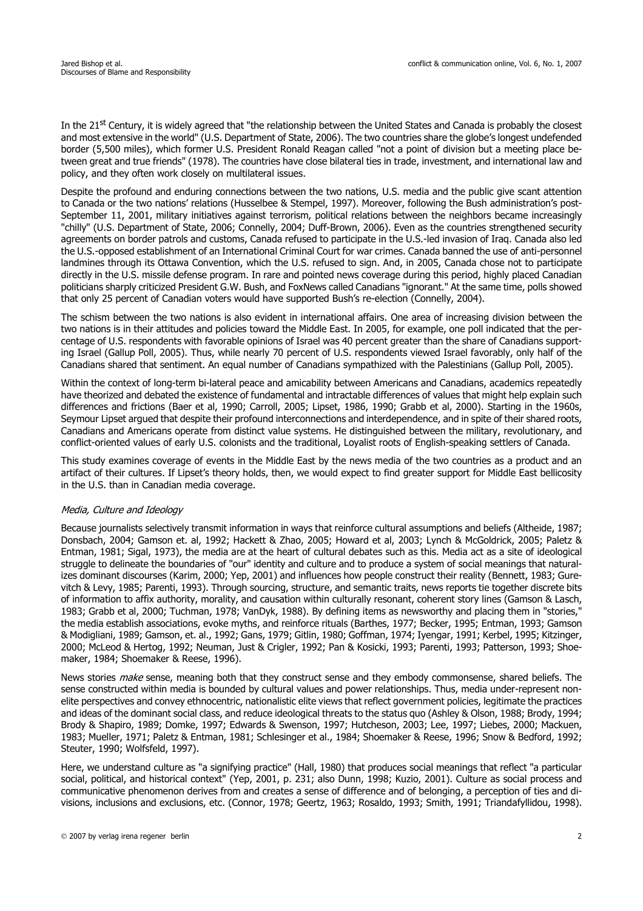In the 21st Century, it is widely agreed that "the relationship between the United States and Canada is probably the closest and most extensive in the world" (U.S. Department of State, 2006). The two countries share the globe's longest undefended border (5,500 miles), which former U.S. President Ronald Reagan called "not a point of division but a meeting place between great and true friends" (1978). The countries have close bilateral ties in trade, investment, and international law and policy, and they often work closely on multilateral issues.

Despite the profound and enduring connections between the two nations, U.S. media and the public give scant attention to Canada or the two nations' relations (Husselbee & Stempel, 1997). Moreover, following the Bush administration's post-September 11, 2001, military initiatives against terrorism, political relations between the neighbors became increasingly "chilly" (U.S. Department of State, 2006; Connelly, 2004; Duff-Brown, 2006). Even as the countries strengthened security agreements on border patrols and customs, Canada refused to participate in the U.S.-led invasion of Iraq. Canada also led the U.S.-opposed establishment of an International Criminal Court for war crimes. Canada banned the use of anti-personnel landmines through its Ottawa Convention, which the U.S. refused to sign. And, in 2005, Canada chose not to participate directly in the U.S. missile defense program. In rare and pointed news coverage during this period, highly placed Canadian politicians sharply criticized President G.W. Bush, and FoxNews called Canadians "ignorant." At the same time, polls showed that only 25 percent of Canadian voters would have supported Bush's re-election (Connelly, 2004).

The schism between the two nations is also evident in international affairs. One area of increasing division between the two nations is in their attitudes and policies toward the Middle East. In 2005, for example, one poll indicated that the percentage of U.S. respondents with favorable opinions of Israel was 40 percent greater than the share of Canadians supporting Israel (Gallup Poll, 2005). Thus, while nearly 70 percent of U.S. respondents viewed Israel favorably, only half of the Canadians shared that sentiment. An equal number of Canadians sympathized with the Palestinians (Gallup Poll, 2005).

Within the context of long-term bi-lateral peace and amicability between Americans and Canadians, academics repeatedly have theorized and debated the existence of fundamental and intractable differences of values that might help explain such differences and frictions (Baer et al, 1990; Carroll, 2005; Lipset, 1986, 1990; Grabb et al, 2000). Starting in the 1960s, Seymour Lipset argued that despite their profound interconnections and interdependence, and in spite of their shared roots, Canadians and Americans operate from distinct value systems. He distinguished between the military, revolutionary, and conflict-oriented values of early U.S. colonists and the traditional, Loyalist roots of English-speaking settlers of Canada.

This study examines coverage of events in the Middle East by the news media of the two countries as a product and an artifact of their cultures. If Lipset's theory holds, then, we would expect to find greater support for Middle East bellicosity in the U.S. than in Canadian media coverage.

### *Media, Culture and Ideology*

Because journalists selectively transmit information in ways that reinforce cultural assumptions and beliefs (Altheide, 1987; Donsbach, 2004; Gamson et. al, 1992; Hackett & Zhao, 2005; Howard et al, 2003; Lynch & McGoldrick, 2005; Paletz & Entman, 1981; Sigal, 1973), the media are at the heart of cultural debates such as this. Media act as a site of ideological struggle to delineate the boundaries of "our" identity and culture and to produce a system of social meanings that naturalizes dominant discourses (Karim, 2000; Yep, 2001) and influences how people construct their reality (Bennett, 1983; Gurevitch & Levy, 1985; Parenti, 1993). Through sourcing, structure, and semantic traits, news reports tie together discrete bits of information to affix authority, morality, and causation within culturally resonant, coherent story lines (Gamson & Lasch, 1983; Grabb et al, 2000; Tuchman, 1978; VanDyk, 1988). By defining items as newsworthy and placing them in "stories," the media establish associations, evoke myths, and reinforce rituals (Barthes, 1977; Becker, 1995; Entman, 1993; Gamson & Modigliani, 1989; Gamson, et. al., 1992; Gans, 1979; Gitlin, 1980; Goffman, 1974; Iyengar, 1991; Kerbel, 1995; Kitzinger, 2000; McLeod & Hertog, 1992; Neuman, Just & Crigler, 1992; Pan & Kosicki, 1993; Parenti, 1993; Patterson, 1993; Shoemaker, 1984; Shoemaker & Reese, 1996).

News stories *make* sense, meaning both that they construct sense and they embody commonsense, shared beliefs. The sense constructed within media is bounded by cultural values and power relationships. Thus, media under-represent non-elite perspectives and convey ethnocentric, nationalistic elite views that reflect government policies, legitimate the practices and ideas of the dominant social class, and reduce ideological threats to the status quo (Ashley & Olson, 1988; Brody, 1994; Brody & Shapiro, 1989; Domke, 1997; Edwards & Swenson, 1997; Hutcheson, 2003; Lee, 1997; Liebes, 2000; Mackuen, 1983; Mueller, 1971; Paletz & Entman, 1981; Schlesinger et al., 1984; Shoemaker & Reese, 1996; Snow & Bedford, 1992; Steuter, 1990; Wolfsfeld, 1997).

Here, we understand culture as "a signifying practice" (Hall, 1980) that produces social meanings that reflect "a particular social, political, and historical context" (Yep, 2001, p. 231; also Dunn, 1998; Kuzio, 2001). Culture as social process and communicative phenomenon derives from and creates a sense of difference and of belonging, a perception of ties and divisions, inclusions and exclusions, etc. (Connor, 1978; Geertz, 1963; Rosaldo, 1993; Smith, 1991; Triandafyllidou, 1998).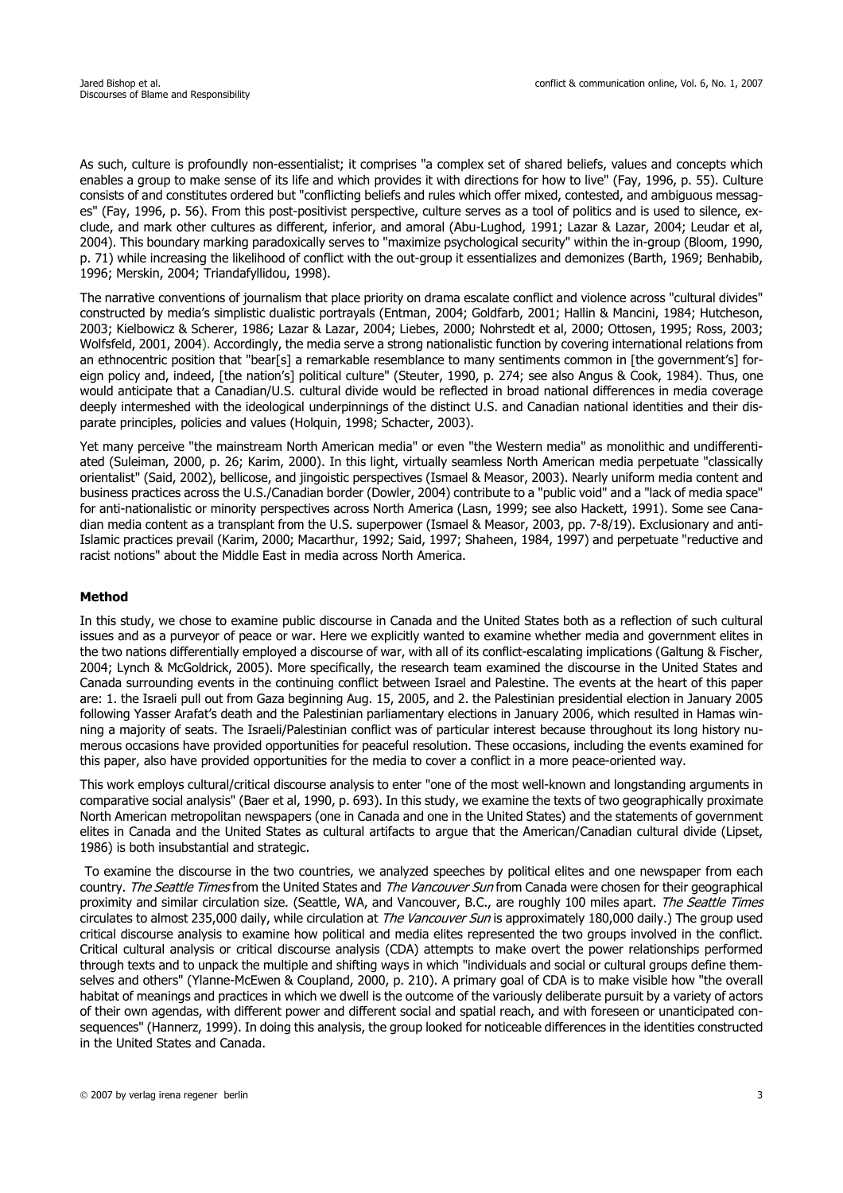As such, culture is profoundly non-essentialist; it comprises "a complex set of shared beliefs, values and concepts which enables a group to make sense of its life and which provides it with directions for how to live" (Fay, 1996, p. 55). Culture consists of and constitutes ordered but "conflicting beliefs and rules which offer mixed, contested, and ambiguous messages" (Fay, 1996, p. 56). From this post-positivist perspective, culture serves as a tool of politics and is used to silence, exclude, and mark other cultures as different, inferior, and amoral (Abu-Lughod, 1991; Lazar & Lazar, 2004; Leudar et al, 2004). This boundary marking paradoxically serves to "maximize psychological security" within the in-group (Bloom, 1990, p. 71) while increasing the likelihood of conflict with the out-group it essentializes and demonizes (Barth, 1969; Benhabib, 1996; Merskin, 2004; Triandafyllidou, 1998).

The narrative conventions of journalism that place priority on drama escalate conflict and violence across "cultural divides" constructed by media's simplistic dualistic portrayals (Entman, 2004; Goldfarb, 2001; Hallin & Mancini, 1984; Hutcheson, 2003; Kielbowicz & Scherer, 1986; Lazar & Lazar, 2004; Liebes, 2000; Nohrstedt et al, 2000; Ottosen, 1995; Ross, 2003; Wolfsfeld, 2001, 2004). Accordingly, the media serve a strong nationalistic function by covering international relations from an ethnocentric position that "bear[s] a remarkable resemblance to many sentiments common in [the government's] foreign policy and, indeed, [the nation's] political culture" (Steuter, 1990, p. 274; see also Angus & Cook, 1984). Thus, one would anticipate that a Canadian/U.S. cultural divide would be reflected in broad national differences in media coverage deeply intermeshed with the ideological underpinnings of the distinct U.S. and Canadian national identities and their disparate principles, policies and values (Holquin, 1998; Schacter, 2003).

Yet many perceive "the mainstream North American media" or even "the Western media" as monolithic and undifferentiated (Suleiman, 2000, p. 26; Karim, 2000). In this light, virtually seamless North American media perpetuate "classically orientalist" (Said, 2002), bellicose, and jingoistic perspectives (Ismael & Measor, 2003). Nearly uniform media content and business practices across the U.S./Canadian border (Dowler, 2004) contribute to a "public void" and a "lack of media space" for anti-nationalistic or minority perspectives across North America (Lasn, 1999; see also Hackett, 1991). Some see Canadian media content as a transplant from the U.S. superpower (Ismael & Measor, 2003, pp. 7-8/19). Exclusionary and anti-Islamic practices prevail (Karim, 2000; Macarthur, 1992; Said, 1997; Shaheen, 1984, 1997) and perpetuate "reductive and racist notions" about the Middle East in media across North America.

## Method

In this study, we chose to examine public discourse in Canada and the United States both as a reflection of such cultural issues and as a purveyor of peace or war. Here we explicitly wanted to examine whether media and government elites in the two nations differentially employed a discourse of war, with all of its conflict-escalating implications (Galtung & Fischer, 2004; Lynch & McGoldrick, 2005). More specifically, the research team examined the discourse in the United States and Canada surrounding events in the continuing conflict between Israel and Palestine. The events at the heart of this paper are: 1. the Israeli pull out from Gaza beginning Aug. 15, 2005, and 2. the Palestinian presidential election in January 2005 following Yasser Arafat's death and the Palestinian parliamentary elections in January 2006, which resulted in Hamas winning a majority of seats. The Israeli/Palestinian conflict was of particular interest because throughout its long history numerous occasions have provided opportunities for peaceful resolution. These occasions, including the events examined for this paper, also have provided opportunities for the media to cover a conflict in a more peace-oriented way.

This work employs cultural/critical discourse analysis to enter "one of the most well-known and longstanding arguments in comparative social analysis" (Baer et al, 1990, p. 693). In this study, we examine the texts of two geographically proximate North American metropolitan newspapers (one in Canada and one in the United States) and the statements of government elites in Canada and the United States as cultural artifacts to argue that the American/Canadian cultural divide (Lipset, 1986) is both insubstantial and strategic.

To examine the discourse in the two countries, we analyzed speeches by political elites and one newspaper from each country. *The Seattle Times* from the United States and *The Vancouver Sun* from Canada were chosen for their geographical proximity and similar circulation size. (Seattle, WA, and Vancouver, B.C., are roughly 100 miles apart. *The Seattle Times* circulates to almost 235,000 daily, while circulation at *The Vancouver Sun* is approximately 180,000 daily.) The group used critical discourse analysis to examine how political and media elites represented the two groups involved in the conflict. Critical cultural analysis or critical discourse analysis (CDA) attempts to make overt the power relationships performed through texts and to unpack the multiple and shifting ways in which "individuals and social or cultural groups define themselves and others" (Ylanne-McEwen & Coupland, 2000, p. 210). A primary goal of CDA is to make visible how "the overall habitat of meanings and practices in which we dwell is the outcome of the variously deliberate pursuit by a variety of actors of their own agendas, with different power and different social and spatial reach, and with foreseen or unanticipated consequences" (Hannerz, 1999). In doing this analysis, the group looked for noticeable differences in the identities constructed in the United States and Canada.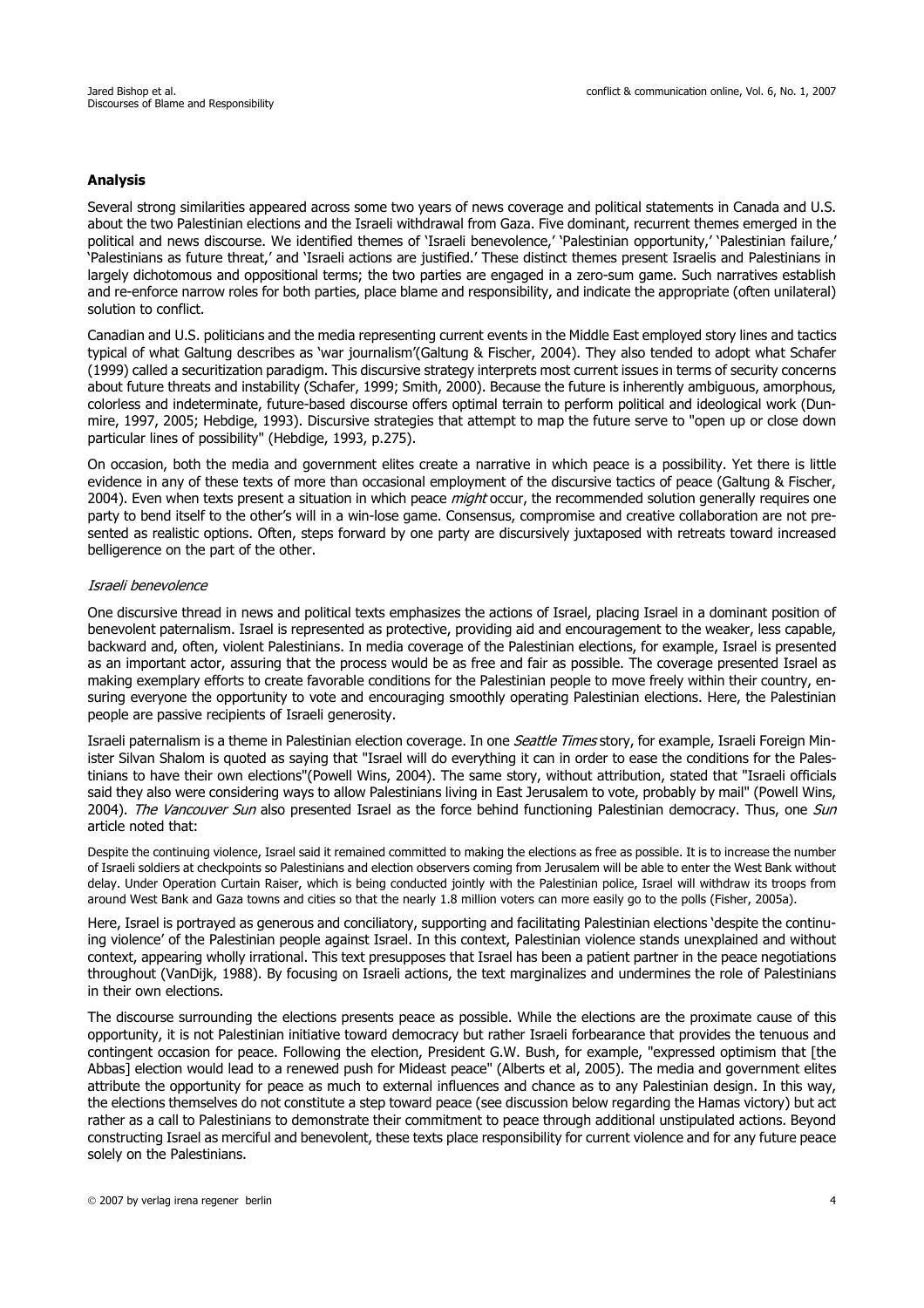**Analysis**

Several strong similarities appeared across some two years of news coverage and political statements in Canada and U.S. about the two Palestinian elections and the Israeli withdrawal from Gaza. Five dominant, recurrent themes emerged in the political and news discourse. We identified themes of 'Israeli benevolence,' 'Palestinian opportunity,' 'Palestinian failure,' 'Palestinians as future threat,' and 'Israeli actions are justified.' These distinct themes present Israelis and Palestinians in largely dichotomous and oppositional terms; the two parties are engaged in a zero-sum game. Such narratives establish and re-enforce narrow roles for both parties, place blame and responsibility, and indicate the appropriate (often unilateral) solution to conflict.

Canadian and U.S. politicians and the media representing current events in the Middle East employed story lines and tactics typical of what Galtung describes as 'war journalism'(Galtung & Fischer, 2004). They also tended to adopt what Schafer (1999) called a securitization paradigm. This discursive strategy interprets most current issues in terms of security concerns about future threats and instability (Schafer, 1999; Smith, 2000). Because the future is inherently ambiguous, amorphous, colorless and indeterminate, future-based discourse offers optimal terrain to perform political and ideological work (Dunmire, 1997, 2005; Hebdige, 1993). Discursive strategies that attempt to map the future serve to "open up or close down particular lines of possibility" (Hebdige, 1993, p.275).

On occasion, both the media and government elites create a narrative in which peace is a possibility. Yet there is little evidence in any of these texts of more than occasional employment of the discursive tactics of peace (Galtung & Fischer, 2004). Even when texts present a situation in which peace *might* occur, the recommended solution generally requires one party to bend itself to the other's will in a win-lose game. Consensus, compromise and creative collaboration are not presented as realistic options. Often, steps forward by one party are discursively juxtaposed with retreats toward increased belligerence on the part of the other.

*Israeli benevolence*

One discursive thread in news and political texts emphasizes the actions of Israel, placing Israel in a dominant position of benevolent paternalism. Israel is represented as protective, providing aid and encouragement to the weaker, less capable, backward and, often, violent Palestinians. In media coverage of the Palestinian elections, for example, Israel is presented as an important actor, assuring that the process would be as free and fair as possible. The coverage presented Israel as making exemplary efforts to create favorable conditions for the Palestinian people to move freely within their country, ensuring everyone the opportunity to vote and encouraging smoothly operating Palestinian elections. Here, the Palestinian people are passive recipients of Israeli generosity.

Israeli paternalism is a theme in Palestinian election coverage. In one *Seattle Times* story, for example, Israeli Foreign Minister Silvan Shalom is quoted as saying that "Israel will do everything it can in order to ease the conditions for the Palestinians to have their own elections"(Powell Wins, 2004). The same story, without attribution, stated that "Israeli officials said they also were considering ways to allow Palestinians living in East Jerusalem to vote, probably by mail" (Powell Wins, 2004). *The Vancouver Sun* also presented Israel as the force behind functioning Palestinian democracy. Thus, one *Sun* article noted that:

> Despite the continuing violence, Israel said it remained committed to making the elections as free as possible. It is to increase the number of Israeli soldiers at checkpoints so Palestinians and election observers coming from Jerusalem will be able to enter the West Bank without delay. Under Operation Curtain Raiser, which is being conducted jointly with the Palestinian police, Israel will withdraw its troops from around West Bank and Gaza towns and cities so that the nearly 1.8 million voters can more easily go to the polls (Fisher, 2005a).

Here, Israel is portrayed as generous and conciliatory, supporting and facilitating Palestinian elections 'despite the continuing violence' of the Palestinian people against Israel. In this context, Palestinian violence stands unexplained and without context, appearing wholly irrational. This text presupposes that Israel has been a patient partner in the peace negotiations throughout (VanDijk, 1988). By focusing on Israeli actions, the text marginalizes and undermines the role of Palestinians in their own elections.

The discourse surrounding the elections presents peace as possible. While the elections are the proximate cause of this opportunity, it is not Palestinian initiative toward democracy but rather Israeli forbearance that provides the tenuous and contingent occasion for peace. Following the election, President G.W. Bush, for example, "expressed optimism that [the Abbas] election would lead to a renewed push for Mideast peace" (Alberts et al, 2005). The media and government elites attribute the opportunity for peace as much to external influences and chance as to any Palestinian design. In this way, the elections themselves do not constitute a step toward peace (see discussion below regarding the Hamas victory) but act rather as a call to Palestinians to demonstrate their commitment to peace through additional unstipulated actions. Beyond constructing Israel as merciful and benevolent, these texts place responsibility for current violence and for any future peace solely on the Palestinians.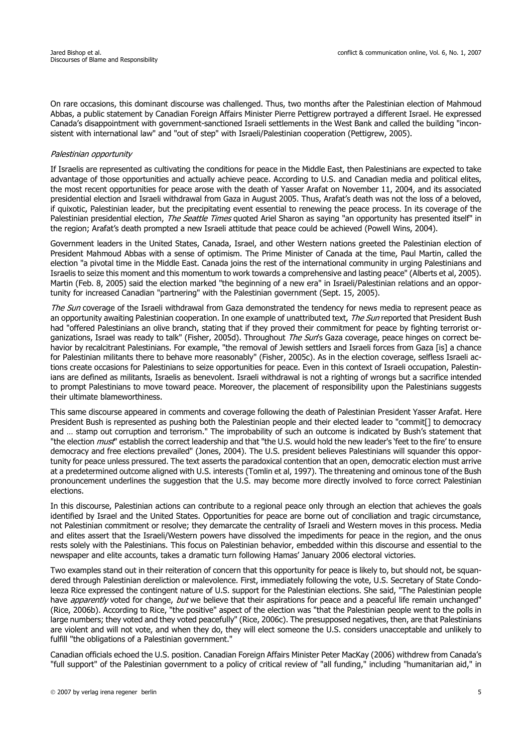On rare occasions, this dominant discourse was challenged. Thus, two months after the Palestinian election of Mahmoud Abbas, a public statement by Canadian Foreign Affairs Minister Pierre Pettigrew portrayed a different Israel. He expressed Canada's disappointment with government-sanctioned Israeli settlements in the West Bank and called the building "inconsistent with international law" and "out of step" with Israeli/Palestinian cooperation (Pettigrew, 2005).

*Palestinian opportunity*

If Israelis are represented as cultivating the conditions for peace in the Middle East, then Palestinians are expected to take advantage of those opportunities and actually achieve peace. According to U.S. and Canadian media and political elites, the most recent opportunities for peace arose with the death of Yasser Arafat on November 11, 2004, and its associated presidential election and Israeli withdrawal from Gaza in August 2005. Thus, Arafat's death was not the loss of a beloved, if quixotic, Palestinian leader, but the precipitating event essential to renewing the peace process. In its coverage of the Palestinian presidential election, *The Seattle Times* quoted Ariel Sharon as saying "an opportunity has presented itself" in the region; Arafat's death prompted a new Israeli attitude that peace could be achieved (Powell Wins, 2004).

Government leaders in the United States, Canada, Israel, and other Western nations greeted the Palestinian election of President Mahmoud Abbas with a sense of optimism. The Prime Minister of Canada at the time, Paul Martin, called the election "a pivotal time in the Middle East. Canada joins the rest of the international community in urging Palestinians and Israelis to seize this moment and this momentum to work towards a comprehensive and lasting peace" (Alberts et al, 2005). Martin (Feb. 8, 2005) said the election marked "the beginning of a new era" in Israeli/Palestinian relations and an opportunity for increased Canadian "partnering" with the Palestinian government (Sept. 15, 2005).

*The Sun* coverage of the Israeli withdrawal from Gaza demonstrated the tendency for news media to represent peace as an opportunity awaiting Palestinian cooperation. In one example of unattributed text, *The Sun* reported that President Bush had "offered Palestinians an olive branch, stating that if they proved their commitment for peace by fighting terrorist organizations, Israel was ready to talk" (Fisher, 2005d). Throughout *The Sun*'s Gaza coverage, peace hinges on correct behavior by recalcitrant Palestinians. For example, "the removal of Jewish settlers and Israeli forces from Gaza [is] a chance for Palestinian militants there to behave more reasonably" (Fisher, 2005c). As in the election coverage, selfless Israeli actions create occasions for Palestinians to seize opportunities for peace. Even in this context of Israeli occupation, Palestinians are defined as militants, Israelis as benevolent. Israeli withdrawal is not a righting of wrongs but a sacrifice intended to prompt Palestinians to move toward peace. Moreover, the placement of responsibility upon the Palestinians suggests their ultimate blameworthiness.

This same discourse appeared in comments and coverage following the death of Palestinian President Yasser Arafat. Here President Bush is represented as pushing both the Palestinian people and their elected leader to "commit[] to democracy and … stamp out corruption and terrorism." The improbability of such an outcome is indicated by Bush's statement that "the election *must*" establish the correct leadership and that "the U.S. would hold the new leader's 'feet to the fire' to ensure democracy and free elections prevailed" (Jones, 2004). The U.S. president believes Palestinians will squander this opportunity for peace unless pressured. The text asserts the paradoxical contention that an open, democratic election must arrive at a predetermined outcome aligned with U.S. interests (Tomlin et al, 1997). The threatening and ominous tone of the Bush pronouncement underlines the suggestion that the U.S. may become more directly involved to force correct Palestinian elections.

In this discourse, Palestinian actions can contribute to a regional peace only through an election that achieves the goals identified by Israel and the United States. Opportunities for peace are borne out of conciliation and tragic circumstance, not Palestinian commitment or resolve; they demarcate the centrality of Israeli and Western moves in this process. Media and elites assert that the Israeli/Western powers have dissolved the impediments for peace in the region, and the onus rests solely with the Palestinians. This focus on Palestinian behavior, embedded within this discourse and essential to the newspaper and elite accounts, takes a dramatic turn following Hamas' January 2006 electoral victories.

Two examples stand out in their reiteration of concern that this opportunity for peace is likely to, but should not, be squandered through Palestinian dereliction or malevolence. First, immediately following the vote, U.S. Secretary of State Condoleeza Rice expressed the contingent nature of U.S. support for the Palestinian elections. She said, "The Palestinian people have *apparently* voted for change, *but* we believe that their aspirations for peace and a peaceful life remain unchanged" (Rice, 2006b). According to Rice, "the positive" aspect of the election was "that the Palestinian people went to the polls in large numbers; they voted and they voted peacefully" (Rice, 2006c). The presupposed negatives, then, are that Palestinians are violent and will not vote, and when they do, they will elect someone the U.S. considers unacceptable and unlikely to fulfill "the obligations of a Palestinian government."

Canadian officials echoed the U.S. position. Canadian Foreign Affairs Minister Peter MacKay (2006) withdrew from Canada's "full support" of the Palestinian government to a policy of critical review of "all funding," including "humanitarian aid," in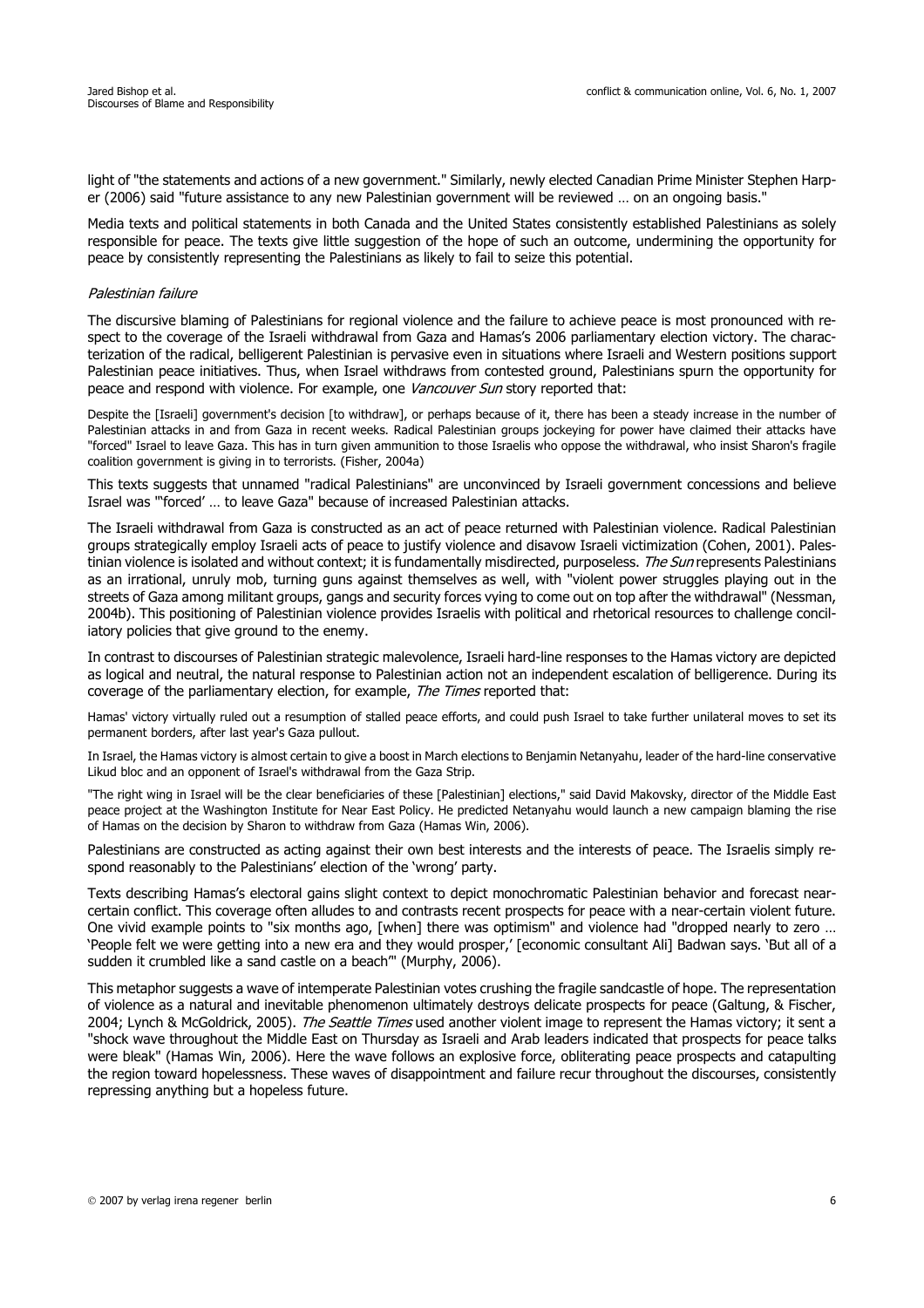light of "the statements and actions of a new government." Similarly, newly elected Canadian Prime Minister Stephen Harper (2006) said "future assistance to any new Palestinian government will be reviewed … on an ongoing basis."

Media texts and political statements in both Canada and the United States consistently established Palestinians as solely responsible for peace. The texts give little suggestion of the hope of such an outcome, undermining the opportunity for peace by consistently representing the Palestinians as likely to fail to seize this potential.

### *Palestinian failure*

The discursive blaming of Palestinians for regional violence and the failure to achieve peace is most pronounced with respect to the coverage of the Israeli withdrawal from Gaza and Hamas's 2006 parliamentary election victory. The characterization of the radical, belligerent Palestinian is pervasive even in situations where Israeli and Western positions support Palestinian peace initiatives. Thus, when Israel withdraws from contested ground, Palestinians spurn the opportunity for peace and respond with violence. For example, one *Vancouver Sun* story reported that:

> Despite the [Israeli] government's decision [to withdraw], or perhaps because of it, there has been a steady increase in the number of Palestinian attacks in and from Gaza in recent weeks. Radical Palestinian groups jockeying for power have claimed their attacks have "forced" Israel to leave Gaza. This has in turn given ammunition to those Israelis who oppose the withdrawal, who insist Sharon's fragile coalition government is giving in to terrorists. (Fisher, 2004a)

This texts suggests that unnamed "radical Palestinians" are unconvinced by Israeli government concessions and believe Israel was "'forced' … to leave Gaza" because of increased Palestinian attacks.

The Israeli withdrawal from Gaza is constructed as an act of peace returned with Palestinian violence. Radical Palestinian groups strategically employ Israeli acts of peace to justify violence and disavow Israeli victimization (Cohen, 2001). Palestinian violence is isolated and without context; it is fundamentally misdirected, purposeless. *The Sun* represents Palestinians as an irrational, unruly mob, turning guns against themselves as well, with "violent power struggles playing out in the streets of Gaza among militant groups, gangs and security forces vying to come out on top after the withdrawal" (Nessman, 2004b). This positioning of Palestinian violence provides Israelis with political and rhetorical resources to challenge conciliatory policies that give ground to the enemy.

In contrast to discourses of Palestinian strategic malevolence, Israeli hard-line responses to the Hamas victory are depicted as logical and neutral, the natural response to Palestinian action not an independent escalation of belligerence. During its coverage of the parliamentary election, for example, *The Times* reported that:

> Hamas' victory virtually ruled out a resumption of stalled peace efforts, and could push Israel to take further unilateral moves to set its permanent borders, after last year's Gaza pullout.
>
> In Israel, the Hamas victory is almost certain to give a boost in March elections to Benjamin Netanyahu, leader of the hard-line conservative Likud bloc and an opponent of Israel's withdrawal from the Gaza Strip.
>
> "The right wing in Israel will be the clear beneficiaries of these [Palestinian] elections," said David Makovsky, director of the Middle East peace project at the Washington Institute for Near East Policy. He predicted Netanyahu would launch a new campaign blaming the rise of Hamas on the decision by Sharon to withdraw from Gaza (Hamas Win, 2006).

Palestinians are constructed as acting against their own best interests and the interests of peace. The Israelis simply respond reasonably to the Palestinians' election of the 'wrong' party.

Texts describing Hamas's electoral gains slight context to depict monochromatic Palestinian behavior and forecast near-certain conflict. This coverage often alludes to and contrasts recent prospects for peace with a near-certain violent future. One vivid example points to "six months ago, [when] there was optimism" and violence had "dropped nearly to zero … 'People felt we were getting into a new era and they would prosper,' [economic consultant Ali] Badwan says. 'But all of a sudden it crumbled like a sand castle on a beach'" (Murphy, 2006).

This metaphor suggests a wave of intemperate Palestinian votes crushing the fragile sandcastle of hope. The representation of violence as a natural and inevitable phenomenon ultimately destroys delicate prospects for peace (Galtung, & Fischer, 2004; Lynch & McGoldrick, 2005). *The Seattle Times* used another violent image to represent the Hamas victory; it sent a "shock wave throughout the Middle East on Thursday as Israeli and Arab leaders indicated that prospects for peace talks were bleak" (Hamas Win, 2006). Here the wave follows an explosive force, obliterating peace prospects and catapulting the region toward hopelessness. These waves of disappointment and failure recur throughout the discourses, consistently repressing anything but a hopeless future.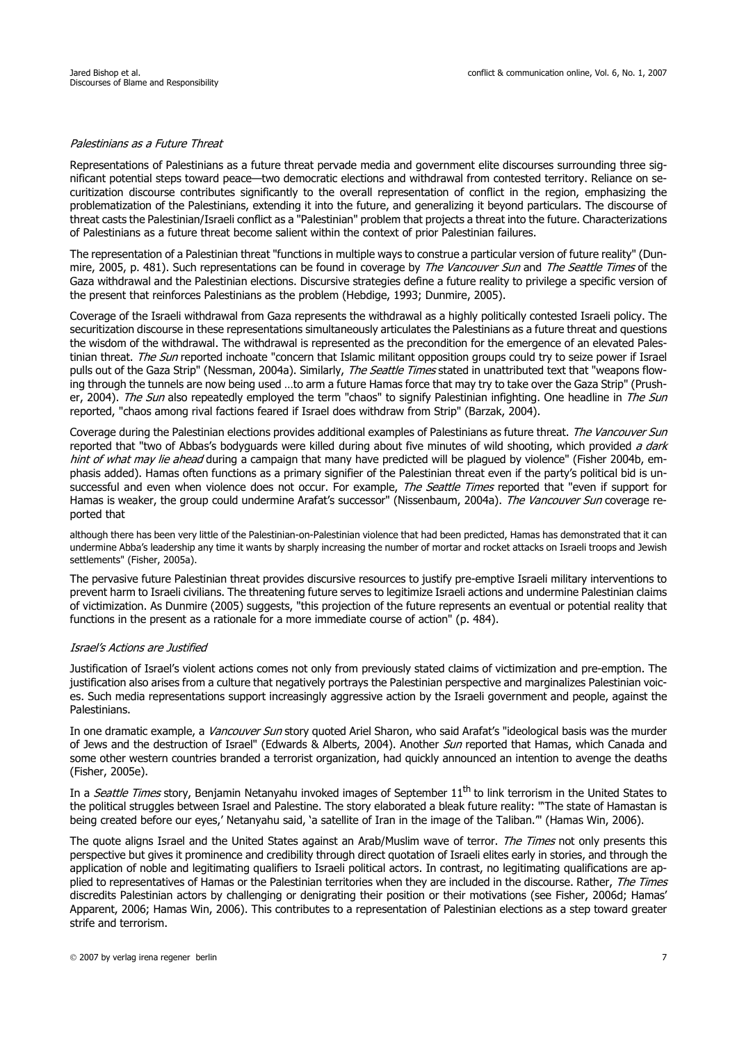*Palestinians as a Future Threat*

Representations of Palestinians as a future threat pervade media and government elite discourses surrounding three significant potential steps toward peace—two democratic elections and withdrawal from contested territory. Reliance on securitization discourse contributes significantly to the overall representation of conflict in the region, emphasizing the problematization of the Palestinians, extending it into the future, and generalizing it beyond particulars. The discourse of threat casts the Palestinian/Israeli conflict as a "Palestinian" problem that projects a threat into the future. Characterizations of Palestinians as a future threat become salient within the context of prior Palestinian failures.

The representation of a Palestinian threat "functions in multiple ways to construe a particular version of future reality" (Dunmire, 2005, p. 481). Such representations can be found in coverage by *The Vancouver Sun* and *The Seattle Times* of the Gaza withdrawal and the Palestinian elections. Discursive strategies define a future reality to privilege a specific version of the present that reinforces Palestinians as the problem (Hebdige, 1993; Dunmire, 2005).

Coverage of the Israeli withdrawal from Gaza represents the withdrawal as a highly politically contested Israeli policy. The securitization discourse in these representations simultaneously articulates the Palestinians as a future threat and questions the wisdom of the withdrawal. The withdrawal is represented as the precondition for the emergence of an elevated Palestinian threat. *The Sun* reported inchoate "concern that Islamic militant opposition groups could try to seize power if Israel pulls out of the Gaza Strip" (Nessman, 2004a). Similarly, *The Seattle Times* stated in unattributed text that "weapons flowing through the tunnels are now being used …to arm a future Hamas force that may try to take over the Gaza Strip" (Prusher, 2004). *The Sun* also repeatedly employed the term "chaos" to signify Palestinian infighting. One headline in *The Sun* reported, "chaos among rival factions feared if Israel does withdraw from Strip" (Barzak, 2004).

Coverage during the Palestinian elections provides additional examples of Palestinians as future threat. *The Vancouver Sun* reported that "two of Abbas's bodyguards were killed during about five minutes of wild shooting, which provided *a dark hint of what may lie ahead* during a campaign that many have predicted will be plagued by violence" (Fisher 2004b, emphasis added). Hamas often functions as a primary signifier of the Palestinian threat even if the party's political bid is unsuccessful and even when violence does not occur. For example, *The Seattle Times* reported that "even if support for Hamas is weaker, the group could undermine Arafat's successor" (Nissenbaum, 2004a). *The Vancouver Sun* coverage reported that

> although there has been very little of the Palestinian-on-Palestinian violence that had been predicted, Hamas has demonstrated that it can undermine Abba's leadership any time it wants by sharply increasing the number of mortar and rocket attacks on Israeli troops and Jewish settlements" (Fisher, 2005a).

The pervasive future Palestinian threat provides discursive resources to justify pre-emptive Israeli military interventions to prevent harm to Israeli civilians. The threatening future serves to legitimize Israeli actions and undermine Palestinian claims of victimization. As Dunmire (2005) suggests, "this projection of the future represents an eventual or potential reality that functions in the present as a rationale for a more immediate course of action" (p. 484).

*Israel's Actions are Justified*

Justification of Israel's violent actions comes not only from previously stated claims of victimization and pre-emption. The justification also arises from a culture that negatively portrays the Palestinian perspective and marginalizes Palestinian voices. Such media representations support increasingly aggressive action by the Israeli government and people, against the Palestinians.

In one dramatic example, a *Vancouver Sun* story quoted Ariel Sharon, who said Arafat's "ideological basis was the murder of Jews and the destruction of Israel" (Edwards & Alberts, 2004). Another *Sun* reported that Hamas, which Canada and some other western countries branded a terrorist organization, had quickly announced an intention to avenge the deaths (Fisher, 2005e).

In a *Seattle Times* story, Benjamin Netanyahu invoked images of September 11th to link terrorism in the United States to the political struggles between Israel and Palestine. The story elaborated a bleak future reality: "'The state of Hamastan is being created before our eyes,' Netanyahu said, 'a satellite of Iran in the image of the Taliban.'" (Hamas Win, 2006).

The quote aligns Israel and the United States against an Arab/Muslim wave of terror. *The Times* not only presents this perspective but gives it prominence and credibility through direct quotation of Israeli elites early in stories, and through the application of noble and legitimating qualifiers to Israeli political actors. In contrast, no legitimating qualifications are applied to representatives of Hamas or the Palestinian territories when they are included in the discourse. Rather, *The Times* discredits Palestinian actors by challenging or denigrating their position or their motivations (see Fisher, 2006d; Hamas' Apparent, 2006; Hamas Win, 2006). This contributes to a representation of Palestinian elections as a step toward greater strife and terrorism.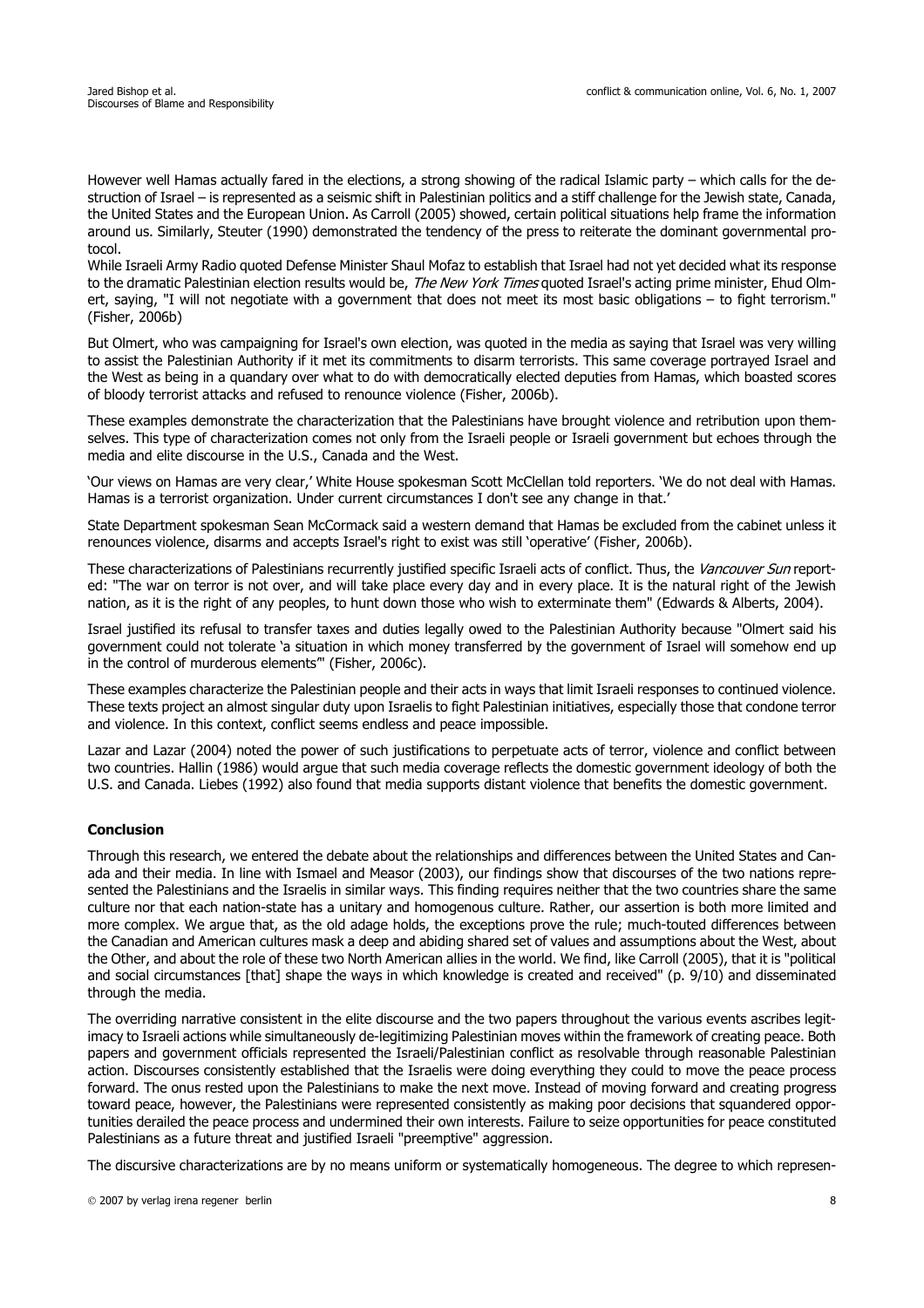However well Hamas actually fared in the elections, a strong showing of the radical Islamic party – which calls for the destruction of Israel – is represented as a seismic shift in Palestinian politics and a stiff challenge for the Jewish state, Canada, the United States and the European Union. As Carroll (2005) showed, certain political situations help frame the information around us. Similarly, Steuter (1990) demonstrated the tendency of the press to reiterate the dominant governmental protocol.

While Israeli Army Radio quoted Defense Minister Shaul Mofaz to establish that Israel had not yet decided what its response to the dramatic Palestinian election results would be, *The New York Times* quoted Israel's acting prime minister, Ehud Olmert, saying, "I will not negotiate with a government that does not meet its most basic obligations – to fight terrorism." (Fisher, 2006b)

But Olmert, who was campaigning for Israel's own election, was quoted in the media as saying that Israel was very willing to assist the Palestinian Authority if it met its commitments to disarm terrorists. This same coverage portrayed Israel and the West as being in a quandary over what to do with democratically elected deputies from Hamas, which boasted scores of bloody terrorist attacks and refused to renounce violence (Fisher, 2006b).

These examples demonstrate the characterization that the Palestinians have brought violence and retribution upon themselves. This type of characterization comes not only from the Israeli people or Israeli government but echoes through the media and elite discourse in the U.S., Canada and the West.

'Our views on Hamas are very clear,' White House spokesman Scott McClellan told reporters. 'We do not deal with Hamas. Hamas is a terrorist organization. Under current circumstances I don't see any change in that.'

State Department spokesman Sean McCormack said a western demand that Hamas be excluded from the cabinet unless it renounces violence, disarms and accepts Israel's right to exist was still 'operative' (Fisher, 2006b).

These characterizations of Palestinians recurrently justified specific Israeli acts of conflict. Thus, the *Vancouver Sun* reported: "The war on terror is not over, and will take place every day and in every place. It is the natural right of the Jewish nation, as it is the right of any peoples, to hunt down those who wish to exterminate them" (Edwards & Alberts, 2004).

Israel justified its refusal to transfer taxes and duties legally owed to the Palestinian Authority because "Olmert said his government could not tolerate 'a situation in which money transferred by the government of Israel will somehow end up in the control of murderous elements'" (Fisher, 2006c).

These examples characterize the Palestinian people and their acts in ways that limit Israeli responses to continued violence. These texts project an almost singular duty upon Israelis to fight Palestinian initiatives, especially those that condone terror and violence. In this context, conflict seems endless and peace impossible.

Lazar and Lazar (2004) noted the power of such justifications to perpetuate acts of terror, violence and conflict between two countries. Hallin (1986) would argue that such media coverage reflects the domestic government ideology of both the U.S. and Canada. Liebes (1992) also found that media supports distant violence that benefits the domestic government.

## Conclusion

Through this research, we entered the debate about the relationships and differences between the United States and Canada and their media. In line with Ismael and Measor (2003), our findings show that discourses of the two nations represented the Palestinians and the Israelis in similar ways. This finding requires neither that the two countries share the same culture nor that each nation-state has a unitary and homogenous culture. Rather, our assertion is both more limited and more complex. We argue that, as the old adage holds, the exceptions prove the rule; much-touted differences between the Canadian and American cultures mask a deep and abiding shared set of values and assumptions about the West, about the Other, and about the role of these two North American allies in the world. We find, like Carroll (2005), that it is "political and social circumstances [that] shape the ways in which knowledge is created and received" (p. 9/10) and disseminated through the media.

The overriding narrative consistent in the elite discourse and the two papers throughout the various events ascribes legitimacy to Israeli actions while simultaneously de-legitimizing Palestinian moves within the framework of creating peace. Both papers and government officials represented the Israeli/Palestinian conflict as resolvable through reasonable Palestinian action. Discourses consistently established that the Israelis were doing everything they could to move the peace process forward. The onus rested upon the Palestinians to make the next move. Instead of moving forward and creating progress toward peace, however, the Palestinians were represented consistently as making poor decisions that squandered opportunities derailed the peace process and undermined their own interests. Failure to seize opportunities for peace constituted Palestinians as a future threat and justified Israeli "preemptive" aggression.

The discursive characterizations are by no means uniform or systematically homogeneous. The degree to which represen-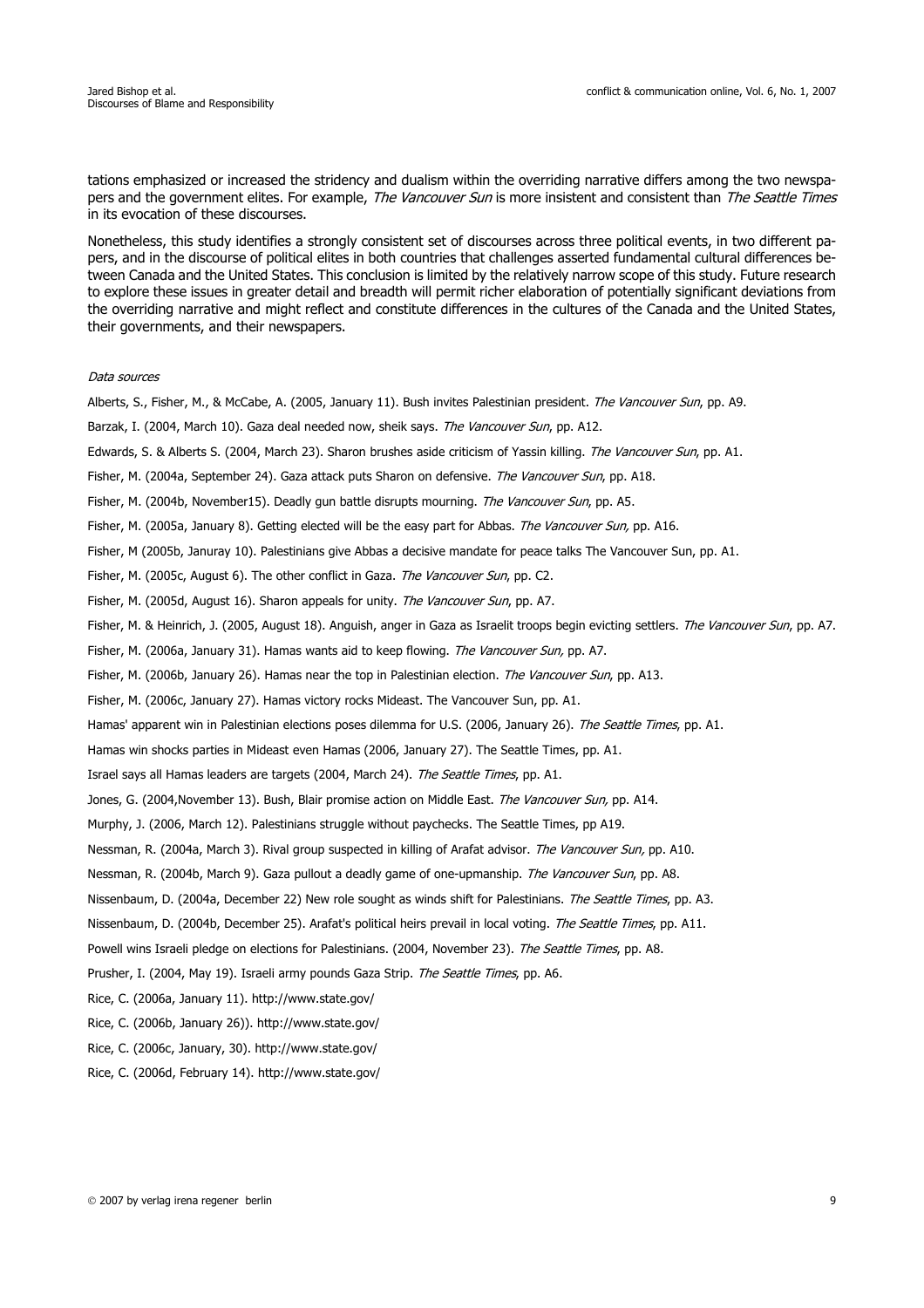tations emphasized or increased the stridency and dualism within the overriding narrative differs among the two newspapers and the government elites. For example, *The Vancouver Sun* is more insistent and consistent than *The Seattle Times* in its evocation of these discourses.

Nonetheless, this study identifies a strongly consistent set of discourses across three political events, in two different papers, and in the discourse of political elites in both countries that challenges asserted fundamental cultural differences between Canada and the United States. This conclusion is limited by the relatively narrow scope of this study. Future research to explore these issues in greater detail and breadth will permit richer elaboration of potentially significant deviations from the overriding narrative and might reflect and constitute differences in the cultures of the Canada and the United States, their governments, and their newspapers.

*Data sources*

Alberts, S., Fisher, M., & McCabe, A. (2005, January 11). Bush invites Palestinian president. *The Vancouver Sun*, pp. A9.

Barzak, I. (2004, March 10). Gaza deal needed now, sheik says. *The Vancouver Sun*, pp. A12.

Edwards, S. & Alberts S. (2004, March 23). Sharon brushes aside criticism of Yassin killing. *The Vancouver Sun*, pp. A1.

Fisher, M. (2004a, September 24). Gaza attack puts Sharon on defensive. *The Vancouver Sun*, pp. A18.

Fisher, M. (2004b, November15). Deadly gun battle disrupts mourning. *The Vancouver Sun*, pp. A5.

Fisher, M. (2005a, January 8). Getting elected will be the easy part for Abbas. *The Vancouver Sun,* pp. A16.

Fisher, M (2005b, Januray 10). Palestinians give Abbas a decisive mandate for peace talks The Vancouver Sun, pp. A1.

Fisher, M. (2005c, August 6). The other conflict in Gaza. *The Vancouver Sun*, pp. C2.

Fisher, M. (2005d, August 16). Sharon appeals for unity. *The Vancouver Sun*, pp. A7.

Fisher, M. & Heinrich, J. (2005, August 18). Anguish, anger in Gaza as Israelit troops begin evicting settlers. *The Vancouver Sun*, pp. A7.

Fisher, M. (2006a, January 31). Hamas wants aid to keep flowing. *The Vancouver Sun,* pp. A7.

Fisher, M. (2006b, January 26). Hamas near the top in Palestinian election. *The Vancouver Sun*, pp. A13.

Fisher, M. (2006c, January 27). Hamas victory rocks Mideast. The Vancouver Sun, pp. A1.

Hamas' apparent win in Palestinian elections poses dilemma for U.S. (2006, January 26). *The Seattle Times*, pp. A1.

Hamas win shocks parties in Mideast even Hamas (2006, January 27). The Seattle Times, pp. A1.

Israel says all Hamas leaders are targets (2004, March 24). *The Seattle Times*, pp. A1.

Jones, G. (2004,November 13). Bush, Blair promise action on Middle East. *The Vancouver Sun,* pp. A14.

Murphy, J. (2006, March 12). Palestinians struggle without paychecks. The Seattle Times, pp A19.

Nessman, R. (2004a, March 3). Rival group suspected in killing of Arafat advisor. *The Vancouver Sun,* pp. A10.

Nessman, R. (2004b, March 9). Gaza pullout a deadly game of one-upmanship. *The Vancouver Sun*, pp. A8.

Nissenbaum, D. (2004a, December 22) New role sought as winds shift for Palestinians. *The Seattle Times*, pp. A3.

Nissenbaum, D. (2004b, December 25). Arafat's political heirs prevail in local voting. *The Seattle Times*, pp. A11.

Powell wins Israeli pledge on elections for Palestinians. (2004, November 23). *The Seattle Times*, pp. A8.

Prusher, I. (2004, May 19). Israeli army pounds Gaza Strip. *The Seattle Times*, pp. A6.

Rice, C. (2006a, January 11). http://www.state.gov/

Rice, C. (2006b, January 26)). http://www.state.gov/

Rice, C. (2006c, January, 30). http://www.state.gov/

Rice, C. (2006d, February 14). http://www.state.gov/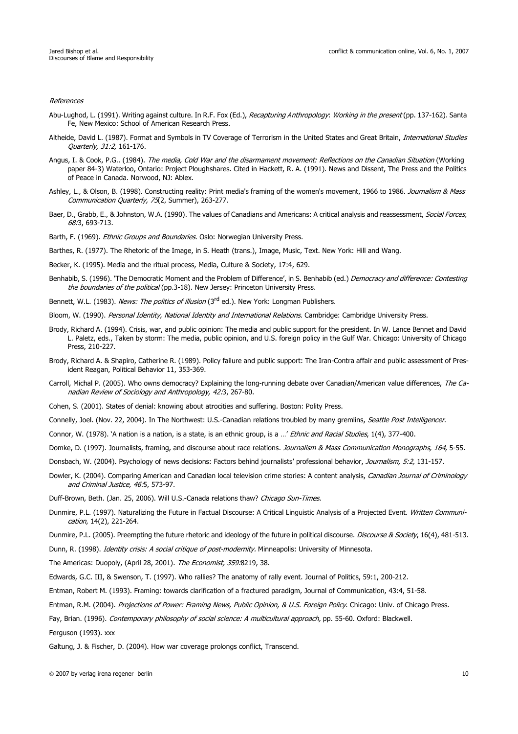*References*

Abu-Lughod, L. (1991). Writing against culture. In R.F. Fox (Ed.), *Recapturing Anthropology*: *Working in the present* (pp. 137-162). Santa Fe, New Mexico: School of American Research Press.

Altheide, David L. (1987). Format and Symbols in TV Coverage of Terrorism in the United States and Great Britain, *International Studies Quarterly, 31:2,* 161-176.

Angus, I. & Cook, P.G.. (1984). *The media, Cold War and the disarmament movement: Reflections on the Canadian Situation* (Working paper 84-3) Waterloo, Ontario: Project Ploughshares. Cited in Hackett, R. A. (1991). News and Dissent, The Press and the Politics of Peace in Canada. Norwood, NJ: Ablex.

Ashley, L., & Olson, B. (1998). Constructing reality: Print media's framing of the women's movement, 1966 to 1986. *Journalism & Mass Communication Quarterly, 75*(2, Summer), 263-277.

Baer, D., Grabb, E., & Johnston, W.A. (1990). The values of Canadians and Americans: A critical analysis and reassessment, *Social Forces, 68*:3, 693-713.

Barth, F. (1969). *Ethnic Groups and Boundaries*. Oslo: Norwegian University Press.

Barthes, R. (1977). The Rhetoric of the Image, in S. Heath (trans.), Image, Music, Text. New York: Hill and Wang.

Becker, K. (1995). Media and the ritual process, Media, Culture & Society, 17:4, 629.

Benhabib, S. (1996). 'The Democratic Moment and the Problem of Difference', in S. Benhabib (ed.) *Democracy and difference: Contesting the boundaries of the political* (pp.3-18). New Jersey: Princeton University Press.

Bennett, W.L. (1983). *News: The politics of illusion* (3rd ed.). New York: Longman Publishers.

Bloom, W. (1990). *Personal Identity, National Identity and International Relations*. Cambridge: Cambridge University Press.

Brody, Richard A. (1994). Crisis, war, and public opinion: The media and public support for the president. In W. Lance Bennet and David L. Paletz, eds., Taken by storm: The media, public opinion, and U.S. foreign policy in the Gulf War. Chicago: University of Chicago Press, 210-227.

Brody, Richard A. & Shapiro, Catherine R. (1989). Policy failure and public support: The Iran-Contra affair and public assessment of President Reagan, Political Behavior 11, 353-369.

Carroll, Michal P. (2005). Who owns democracy? Explaining the long-running debate over Canadian/American value differences, *The Canadian Review of Sociology and Anthropology, 42*:3, 267-80.

Cohen, S. (2001). States of denial: knowing about atrocities and suffering. Boston: Polity Press.

Connelly, Joel. (Nov. 22, 2004). In The Northwest: U.S.-Canadian relations troubled by many gremlins, *Seattle Post Intelligencer*.

Connor, W. (1978). 'A nation is a nation, is a state, is an ethnic group, is a …' *Ethnic and Racial Studies*, 1(4), 377-400.

Domke, D. (1997). Journalists, framing, and discourse about race relations. *Journalism & Mass Communication Monographs, 164*, 5-55.

Donsbach, W. (2004). Psychology of news decisions: Factors behind journalists' professional behavior, *Journalism, 5:2,* 131-157.

Dowler, K. (2004). Comparing American and Canadian local television crime stories: A content analysis, *Canadian Journal of Criminology and Criminal Justice, 46*:5, 573-97.

Duff-Brown, Beth. (Jan. 25, 2006). Will U.S.-Canada relations thaw? *Chicago Sun-Times*.

Dunmire, P.L. (1997). Naturalizing the Future in Factual Discourse: A Critical Linguistic Analysis of a Projected Event. *Written Communication*, 14(2), 221-264.

Dunmire, P.L. (2005). Preempting the future rhetoric and ideology of the future in political discourse. *Discourse & Society*, 16(4), 481-513.

Dunn, R. (1998). *Identity crisis: A social critique of post-modernity*. Minneapolis: University of Minnesota.

The Americas: Duopoly, (April 28, 2001). *The Economist, 359*:8219, 38.

Edwards, G.C. III, & Swenson, T. (1997). Who rallies? The anatomy of rally event. Journal of Politics, 59:1, 200-212.

Entman, Robert M. (1993). Framing: towards clarification of a fractured paradigm, Journal of Communication, 43:4, 51-58.

Entman, R.M. (2004). *Projections of Power: Framing News, Public Opinion, & U.S. Foreign Policy*. Chicago: Univ. of Chicago Press.

Fay, Brian. (1996). *Contemporary philosophy of social science: A multicultural approach,* pp. 55-60. Oxford: Blackwell.

Ferguson (1993). xxx

Galtung, J. & Fischer, D. (2004). How war coverage prolongs conflict, Transcend.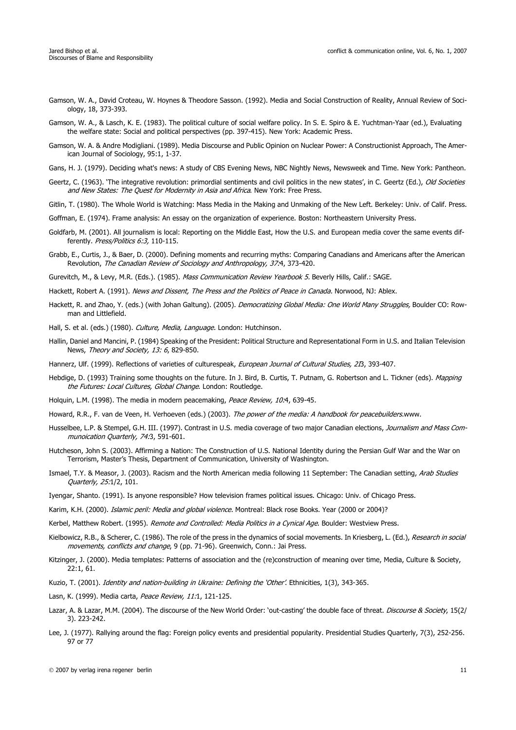Gamson, W. A., David Croteau, W. Hoynes & Theodore Sasson. (1992). Media and Social Construction of Reality, Annual Review of Sociology, 18, 373-393.

Gamson, W. A., & Lasch, K. E. (1983). The political culture of social welfare policy. In S. E. Spiro & E. Yuchtman-Yaar (ed.), Evaluating the welfare state: Social and political perspectives (pp. 397-415). New York: Academic Press.

Gamson, W. A. & Andre Modigliani. (1989). Media Discourse and Public Opinion on Nuclear Power: A Constructionist Approach, The American Journal of Sociology, 95:1, 1-37.

Gans, H. J. (1979). Deciding what's news: A study of CBS Evening News, NBC Nightly News, Newsweek and Time. New York: Pantheon.

Geertz, C. (1963). 'The integrative revolution: primordial sentiments and civil politics in the new states', in C. Geertz (Ed.), *Old Societies and New States: The Quest for Modernity in Asia and Africa*. New York: Free Press.

Gitlin, T. (1980). The Whole World is Watching: Mass Media in the Making and Unmaking of the New Left. Berkeley: Univ. of Calif. Press.

Goffman, E. (1974). Frame analysis: An essay on the organization of experience. Boston: Northeastern University Press.

Goldfarb, M. (2001). All journalism is local: Reporting on the Middle East, How the U.S. and European media cover the same events differently. *Press/Politics 6:3,* 110-115.

Grabb, E., Curtis, J., & Baer, D. (2000). Defining moments and recurring myths: Comparing Canadians and Americans after the American Revolution, *The Canadian Review of Sociology and Anthropology, 37:*4, 373-420.

Gurevitch, M., & Levy, M.R. (Eds.). (1985). *Mass Communication Review Yearbook 5*. Beverly Hills, Calif.: SAGE.

Hackett, Robert A. (1991). *News and Dissent, The Press and the Politics of Peace in Canada.* Norwood, NJ: Ablex.

Hackett, R. and Zhao, Y. (eds.) (with Johan Galtung). (2005). *Democratizing Global Media: One World Many Struggles,* Boulder CO: Rowman and Littlefield.

Hall, S. et al. (eds.) (1980). *Culture, Media, Language.* London: Hutchinson.

Hallin, Daniel and Mancini, P. (1984) Speaking of the President: Political Structure and Representational Form in U.S. and Italian Television News, *Theory and Society, 13: 6*, 829-850.

Hannerz, Ulf. (1999). Reflections of varieties of culturespeak, *European Journal of Cultural Studies, 2l3*, 393-407.

Hebdige, D. (1993) Training some thoughts on the future. In J. Bird, B. Curtis, T. Putnam, G. Robertson and L. Tickner (eds). *Mapping the Futures: Local Cultures, Global Change*. London: Routledge.

Holquin, L.M. (1998). The media in modern peacemaking, *Peace Review, 10:*4, 639-45.

Howard, R.R., F. van de Veen, H. Verhoeven (eds.) (2003). *The power of the media: A handbook for peacebuilders*.www.

Husselbee, L.P. & Stempel, G.H. III. (1997). Contrast in U.S. media coverage of two major Canadian elections, *Journalism and Mass Communoication Quarterly, 74:*3, 591-601.

Hutcheson, John S. (2003). Affirming a Nation: The Construction of U.S. National Identity during the Persian Gulf War and the War on Terrorism, Master's Thesis, Department of Communication, University of Washington.

Ismael, T.Y. & Measor, J. (2003). Racism and the North American media following 11 September: The Canadian setting, *Arab Studies Quarterly, 25:*1/2, 101.

Iyengar, Shanto. (1991). Is anyone responsible? How television frames political issues. Chicago: Univ. of Chicago Press.

Karim, K.H. (2000). *Islamic peril: Media and global violence*. Montreal: Black rose Books. Year (2000 or 2004)?

Kerbel, Matthew Robert. (1995). *Remote and Controlled: Media Politics in a Cynical Age*. Boulder: Westview Press.

Kielbowicz, R.B., & Scherer, C. (1986). The role of the press in the dynamics of social movements. In Kriesberg, L. (Ed.), *Research in social movements, conflicts and change*, 9 (pp. 71-96). Greenwich, Conn.: Jai Press.

Kitzinger, J. (2000). Media templates: Patterns of association and the (re)construction of meaning over time, Media, Culture & Society, 22:1, 61.

Kuzio, T. (2001). *Identity and nation-building in Ukraine: Defining the 'Other'.* Ethnicities, 1(3), 343-365.

Lasn, K. (1999). Media carta, *Peace Review, 11:*1, 121-125.

Lazar, A. & Lazar, M.M. (2004). The discourse of the New World Order: 'out-casting' the double face of threat. *Discourse & Society*, 15(2/3). 223-242.

Lee, J. (1977). Rallying around the flag: Foreign policy events and presidential popularity. Presidential Studies Quarterly, 7(3), 252-256. 97 or 77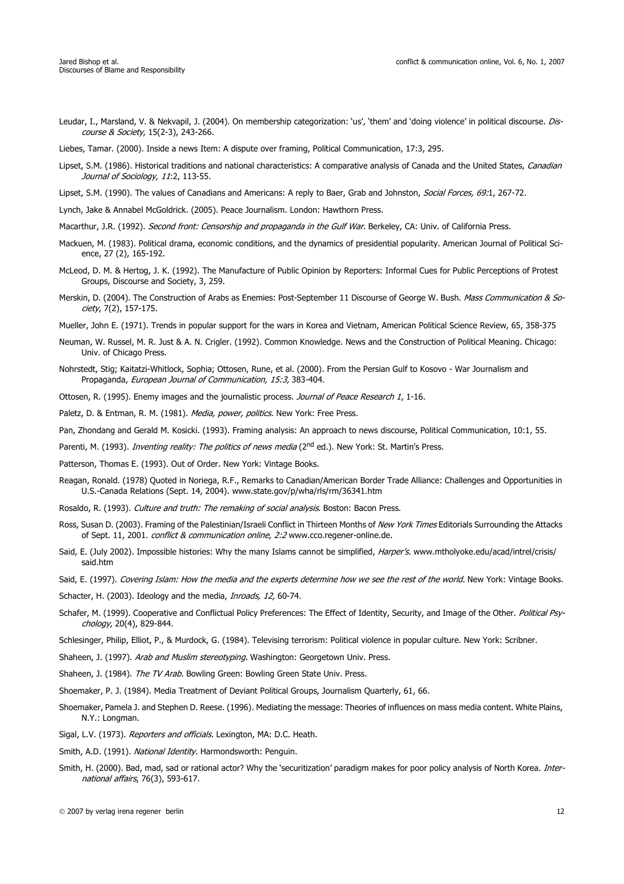Leudar, I., Marsland, V. & Nekvapil, J. (2004). On membership categorization: 'us', 'them' and 'doing violence' in political discourse. *Discourse & Society*, 15(2-3), 243-266.

Liebes, Tamar. (2000). Inside a news Item: A dispute over framing, Political Communication, 17:3, 295.

Lipset, S.M. (1986). Historical traditions and national characteristics: A comparative analysis of Canada and the United States, *Canadian Journal of Sociology, 11*:2, 113-55.

Lipset, S.M. (1990). The values of Canadians and Americans: A reply to Baer, Grab and Johnston, *Social Forces, 69*:1, 267-72.

Lynch, Jake & Annabel McGoldrick. (2005). Peace Journalism. London: Hawthorn Press.

Macarthur, J.R. (1992). *Second front: Censorship and propaganda in the Gulf War.* Berkeley, CA: Univ. of California Press.

Mackuen, M. (1983). Political drama, economic conditions, and the dynamics of presidential popularity. American Journal of Political Science, 27 (2), 165-192.

McLeod, D. M. & Hertog, J. K. (1992). The Manufacture of Public Opinion by Reporters: Informal Cues for Public Perceptions of Protest Groups, Discourse and Society, 3, 259.

Merskin, D. (2004). The Construction of Arabs as Enemies: Post-September 11 Discourse of George W. Bush. *Mass Communication & Society*, 7(2), 157-175.

Mueller, John E. (1971). Trends in popular support for the wars in Korea and Vietnam, American Political Science Review, 65, 358-375

Neuman, W. Russel, M. R. Just & A. N. Crigler. (1992). Common Knowledge. News and the Construction of Political Meaning. Chicago: Univ. of Chicago Press.

Nohrstedt, Stig; Kaitatzi-Whitlock, Sophia; Ottosen, Rune, et al. (2000). From the Persian Gulf to Kosovo - War Journalism and Propaganda, *European Journal of Communication, 15:3,* 383-404.

Ottosen, R. (1995). Enemy images and the journalistic process. *Journal of Peace Research 1*, 1-16.

Paletz, D. & Entman, R. M. (1981). *Media, power, politics.* New York: Free Press.

Pan, Zhondang and Gerald M. Kosicki. (1993). Framing analysis: An approach to news discourse, Political Communication, 10:1, 55.

Parenti, M. (1993). *Inventing reality: The politics of news media* (2nd ed.). New York: St. Martin's Press.

Patterson, Thomas E. (1993). Out of Order. New York: Vintage Books.

Reagan, Ronald. (1978) Quoted in Noriega, R.F., Remarks to Canadian/American Border Trade Alliance: Challenges and Opportunities in U.S.-Canada Relations (Sept. 14, 2004). www.state.gov/p/wha/rls/rm/36341.htm

Rosaldo, R. (1993). *Culture and truth: The remaking of social analysis.* Boston: Bacon Press.

Ross, Susan D. (2003). Framing of the Palestinian/Israeli Conflict in Thirteen Months of *New York Times* Editorials Surrounding the Attacks of Sept. 11, 2001. *conflict & communication online*, *2:2* www.cco.regener-online.de.

Said, E. (July 2002). Impossible histories: Why the many Islams cannot be simplified, *Harper's.* www.mtholyoke.edu/acad/intrel/crisis/said.htm

Said, E. (1997). *Covering Islam: How the media and the experts determine how we see the rest of the world.* New York: Vintage Books.

Schacter, H. (2003). Ideology and the media, *Inroads, 12,* 60-74.

Schafer, M. (1999). Cooperative and Conflictual Policy Preferences: The Effect of Identity, Security, and Image of the Other. *Political Psychology*, 20(4), 829-844.

Schlesinger, Philip, Elliot, P., & Murdock, G. (1984). Televising terrorism: Political violence in popular culture. New York: Scribner.

Shaheen, J. (1997). *Arab and Muslim stereotyping.* Washington: Georgetown Univ. Press.

Shaheen, J. (1984). *The TV Arab.* Bowling Green: Bowling Green State Univ. Press.

Shoemaker, P. J. (1984). Media Treatment of Deviant Political Groups, Journalism Quarterly, 61, 66.

Shoemaker, Pamela J. and Stephen D. Reese. (1996). Mediating the message: Theories of influences on mass media content. White Plains, N.Y.: Longman.

Sigal, L.V. (1973). *Reporters and officials.* Lexington, MA: D.C. Heath.

Smith, A.D. (1991). *National Identity.* Harmondsworth: Penguin.

Smith, H. (2000). Bad, mad, sad or rational actor? Why the 'securitization' paradigm makes for poor policy analysis of North Korea. *International affairs*, 76(3), 593-617.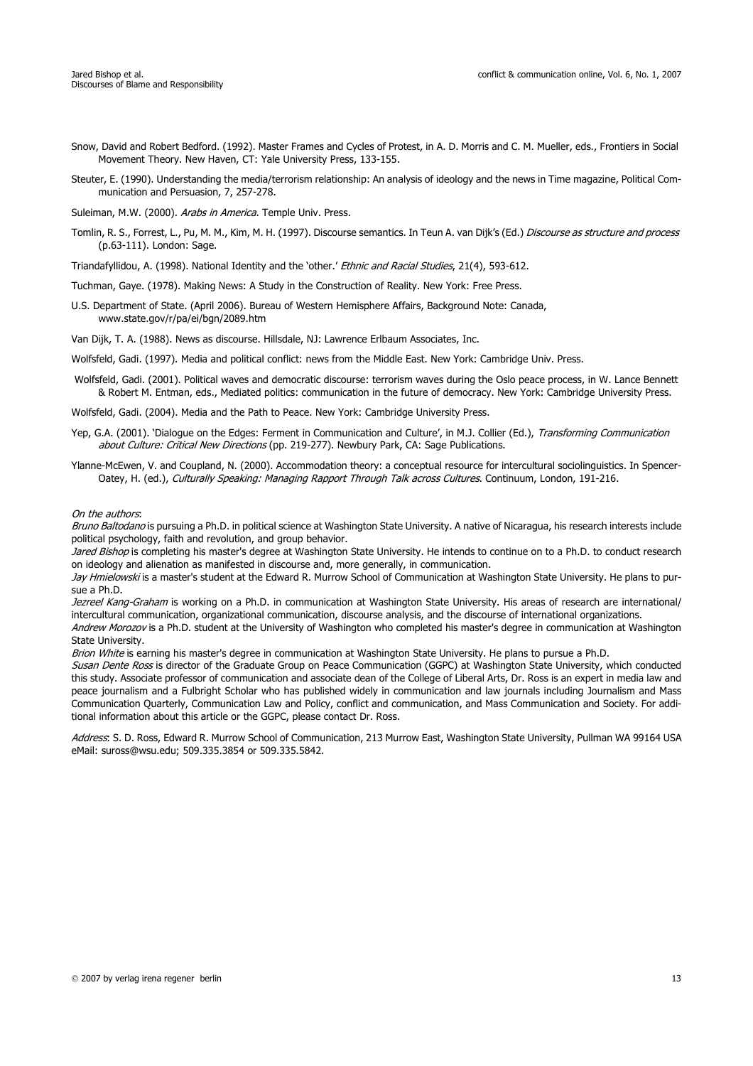Snow, David and Robert Bedford. (1992). Master Frames and Cycles of Protest, in A. D. Morris and C. M. Mueller, eds., Frontiers in Social Movement Theory. New Haven, CT: Yale University Press, 133-155.

Steuter, E. (1990). Understanding the media/terrorism relationship: An analysis of ideology and the news in Time magazine, Political Communication and Persuasion, 7, 257-278.

Suleiman, M.W. (2000). *Arabs in America.* Temple Univ. Press.

Tomlin, R. S., Forrest, L., Pu, M. M., Kim, M. H. (1997). Discourse semantics. In Teun A. van Dijk's (Ed.) *Discourse as structure and process* (p.63-111). London: Sage.

Triandafyllidou, A. (1998). National Identity and the 'other.' *Ethnic and Racial Studies*, 21(4), 593-612.

Tuchman, Gaye. (1978). Making News: A Study in the Construction of Reality. New York: Free Press.

U.S. Department of State. (April 2006). Bureau of Western Hemisphere Affairs, Background Note: Canada, www.state.gov/r/pa/ei/bgn/2089.htm

Van Dijk, T. A. (1988). News as discourse. Hillsdale, NJ: Lawrence Erlbaum Associates, Inc.

Wolfsfeld, Gadi. (1997). Media and political conflict: news from the Middle East. New York: Cambridge Univ. Press.

Wolfsfeld, Gadi. (2001). Political waves and democratic discourse: terrorism waves during the Oslo peace process, in W. Lance Bennett & Robert M. Entman, eds., Mediated politics: communication in the future of democracy. New York: Cambridge University Press.

Wolfsfeld, Gadi. (2004). Media and the Path to Peace. New York: Cambridge University Press.

Yep, G.A. (2001). 'Dialogue on the Edges: Ferment in Communication and Culture', in M.J. Collier (Ed.), *Transforming Communication about Culture: Critical New Directions* (pp. 219-277). Newbury Park, CA: Sage Publications.

Ylanne-McEwen, V. and Coupland, N. (2000). Accommodation theory: a conceptual resource for intercultural sociolinguistics. In Spencer-Oatey, H. (ed.), *Culturally Speaking: Managing Rapport Through Talk across Cultures*. Continuum, London, 191-216.

*On the authors*:

*Bruno Baltodano* is pursuing a Ph.D. in political science at Washington State University. A native of Nicaragua, his research interests include political psychology, faith and revolution, and group behavior.

*Jared Bishop* is completing his master's degree at Washington State University. He intends to continue on to a Ph.D. to conduct research on ideology and alienation as manifested in discourse and, more generally, in communication.

*Jay Hmielowski* is a master's student at the Edward R. Murrow School of Communication at Washington State University. He plans to pursue a Ph.D.

*Jezreel Kang-Graham* is working on a Ph.D. in communication at Washington State University. His areas of research are international/ intercultural communication, organizational communication, discourse analysis, and the discourse of international organizations.

*Andrew Morozov* is a Ph.D. student at the University of Washington who completed his master's degree in communication at Washington State University.

*Brion White* is earning his master's degree in communication at Washington State University. He plans to pursue a Ph.D.

*Susan Dente Ross* is director of the Graduate Group on Peace Communication (GGPC) at Washington State University, which conducted this study. Associate professor of communication and associate dean of the College of Liberal Arts, Dr. Ross is an expert in media law and peace journalism and a Fulbright Scholar who has published widely in communication and law journals including Journalism and Mass Communication Quarterly, Communication Law and Policy, conflict and communication, and Mass Communication and Society. For additional information about this article or the GGPC, please contact Dr. Ross.

*Address*: S. D. Ross, Edward R. Murrow School of Communication, 213 Murrow East, Washington State University, Pullman WA 99164 USA eMail: suross@wsu.edu; 509.335.3854 or 509.335.5842.